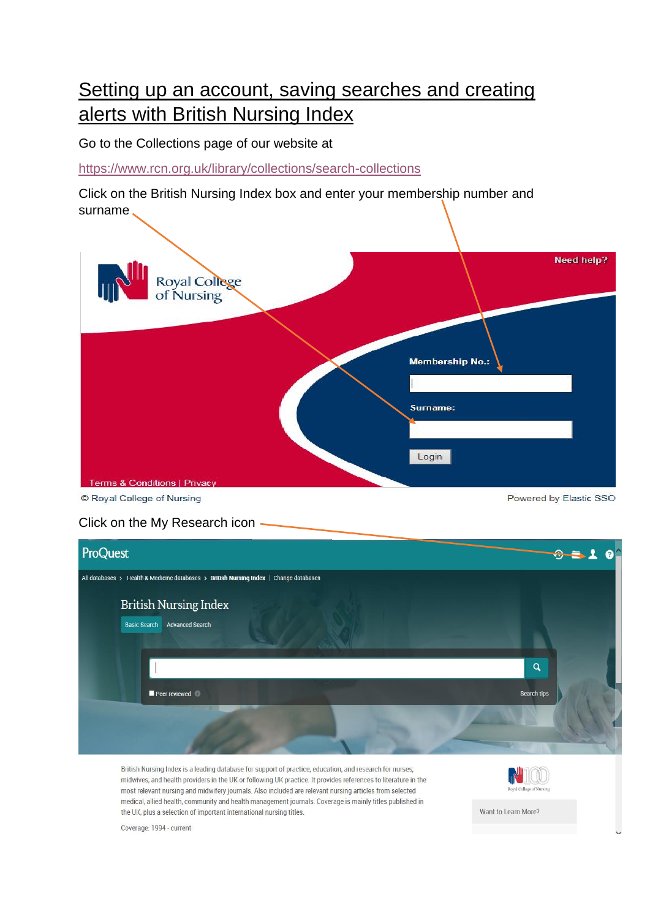# Setting up an account, saving searches and creating alerts with British Nursing Index

Go to the Collections page of our website at

https://www.rcn.org.uk/library/collections/search-collections

Click on the British Nursing Index box and enter your membership number and surname

Need help?

Royal College of Nursing

Membership No.:

Surname:

Login

Terms & Conditions | Privacy

© Royal College of Nursing

Powered by Elastic SSO

Click on the My Research icon

ProQuest

All databases > Health & Medicine databases > British Nursing Index | Change databases

British Nursing Index

Basic Search Advanced Search

Peer reviewed

Search tips

British Nursing Index is a leading database for support of practice, education, and research for nurses, midwives, and health providers in the UK or following UK practice. It provides references to literature in the most relevant nursing and midwifery journals. Also included are relevant nursing articles from selected medical, allied health, community and health management journals. Coverage is mainly titles published in the UK, plus a selection of important international nursing titles.

Coverage: 1994 - current

Want to Learn More?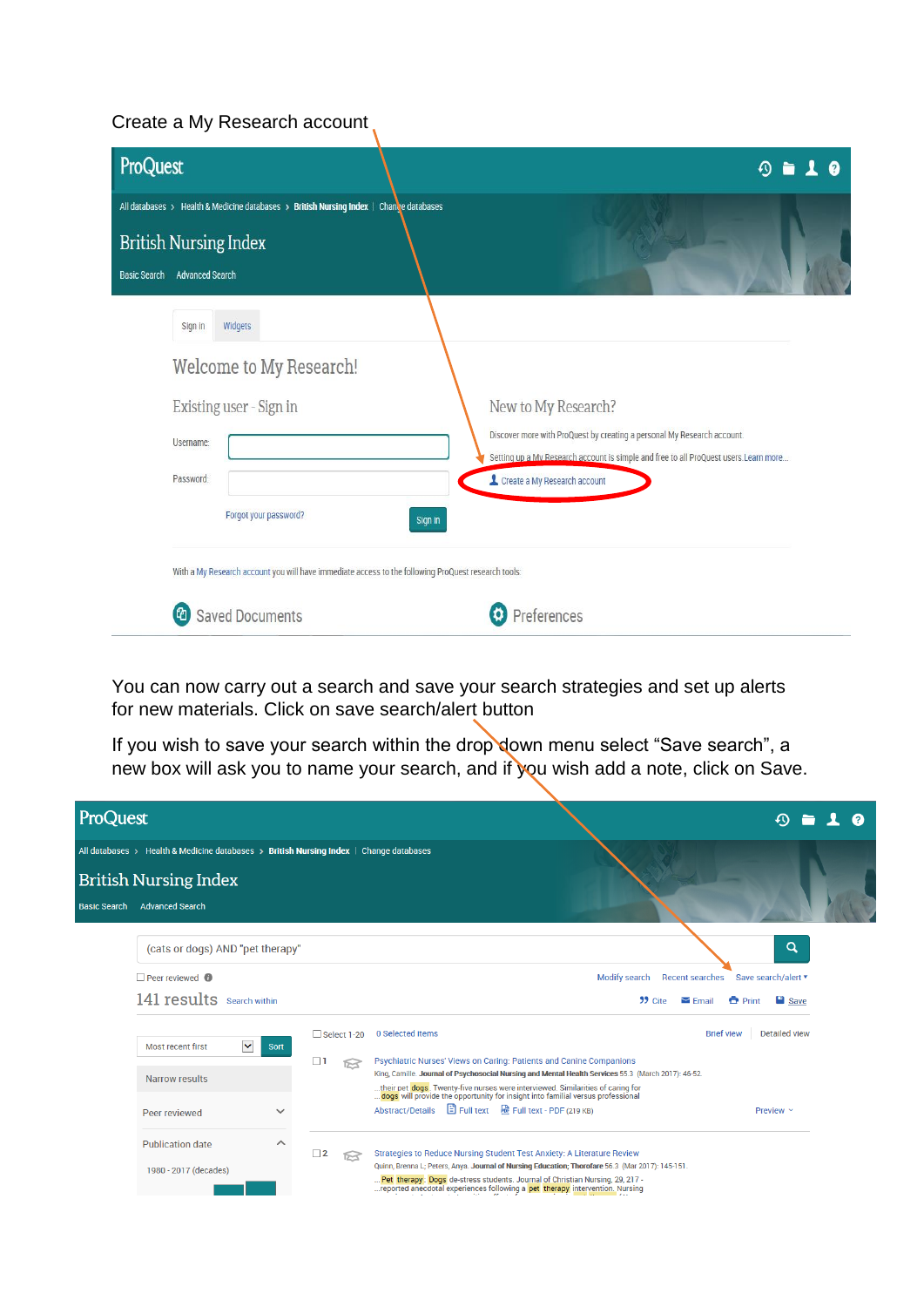Create a My Research account

ProQuest

All databases › Health & Medicine databases › British Nursing Index | Change databases

British Nursing Index

Basic Search Advanced Search

Sign in Widgets

Welcome to My Research!

Existing user - Sign in

Username:

Password:

Forgot your password?

Sign in

New to My Research?

Discover more with ProQuest by creating a personal My Research account.

Setting up a My Research account is simple and free to all ProQuest users. Learn more...

Create a My Research account

With a My Research account you will have immediate access to the following ProQuest research tools:

Saved Documents

Preferences

You can now carry out a search and save your search strategies and set up alerts for new materials. Click on save search/alert button

If you wish to save your search within the drop down menu select “Save search”, a new box will ask you to name your search, and if you wish add a note, click on Save.

ProQuest

All databases › Health & Medicine databases › British Nursing Index | Change databases

British Nursing Index

Basic Search Advanced Search

(cats or dogs) AND "pet therapy"

Peer reviewed

Modify search Recent searches Save search/alert

141 results Search within

Cite Email Print Save

Most recent first Sort

Narrow results

Peer reviewed

Publication date

1980 - 2017 (decades)

Select 1-20 0 Selected items

Brief view Detailed view

1 Psychiatric Nurses' Views on Caring: Patients and Canine Companions

King, Camille. Journal of Psychosocial Nursing and Mental Health Services 55.3 (March 2017): 46-52.

...their pet dogs. Twenty-five nurses were interviewed. Similarities of caring for ...dogs will provide the opportunity for insight into familial versus professional

Abstract/Details Full text Full text - PDF (219 KB) Preview

2 Strategies to Reduce Nursing Student Test Anxiety: A Literature Review

Quinn, Brenna L; Peters, Anya. Journal of Nursing Education; Thorofare 56.3 (Mar 2017): 145-151.

...Pet therapy. Dogs de-stress students. Journal of Christian Nursing, 29, 217 - ...reported anecdotal experiences following a pet therapy intervention. Nursing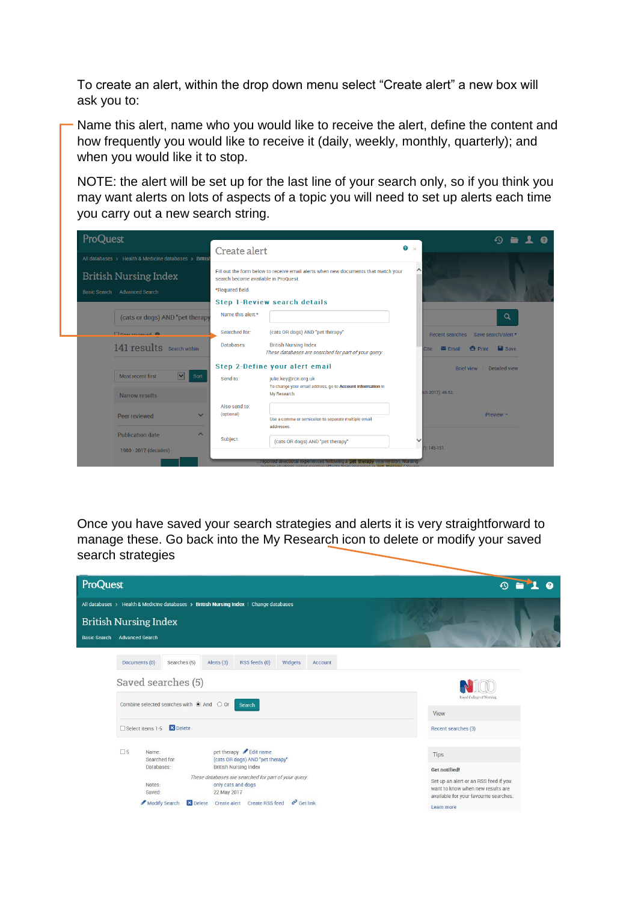To create an alert, within the drop down menu select “Create alert” a new box will ask you to:

Name this alert, name who you would like to receive the alert, define the content and how frequently you would like to receive it (daily, weekly, monthly, quarterly); and when you would like it to stop.

NOTE: the alert will be set up for the last line of your search only, so if you think you may want alerts on lots of aspects of a topic you will need to set up alerts each time you carry out a new search string.

Once you have saved your search strategies and alerts it is very straightforward to manage these. Go back into the My Research icon to delete or modify your saved search strategies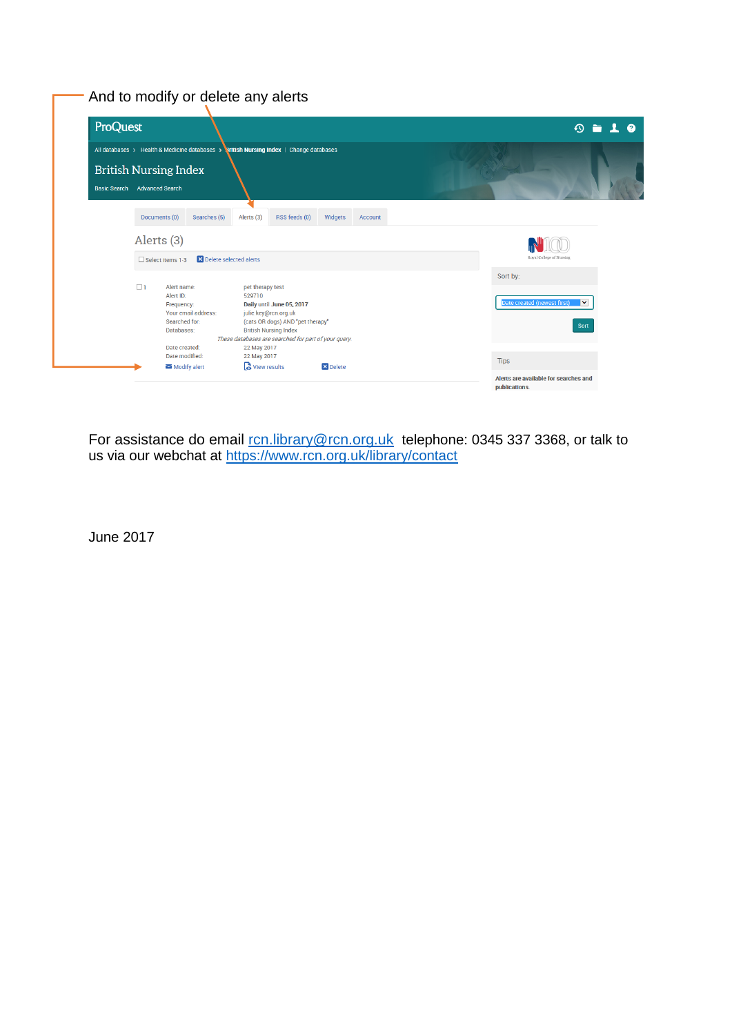And to modify or delete any alerts

For assistance do email [rcn.library@rcn.org.uk](mailto:rcn.library@rcn.org.uk) telephone: 0345 337 3368, or talk to us via our webchat at [https://www.rcn.org.uk/library/contact](https://www.rcn.org.uk/library/contact)

June 2017